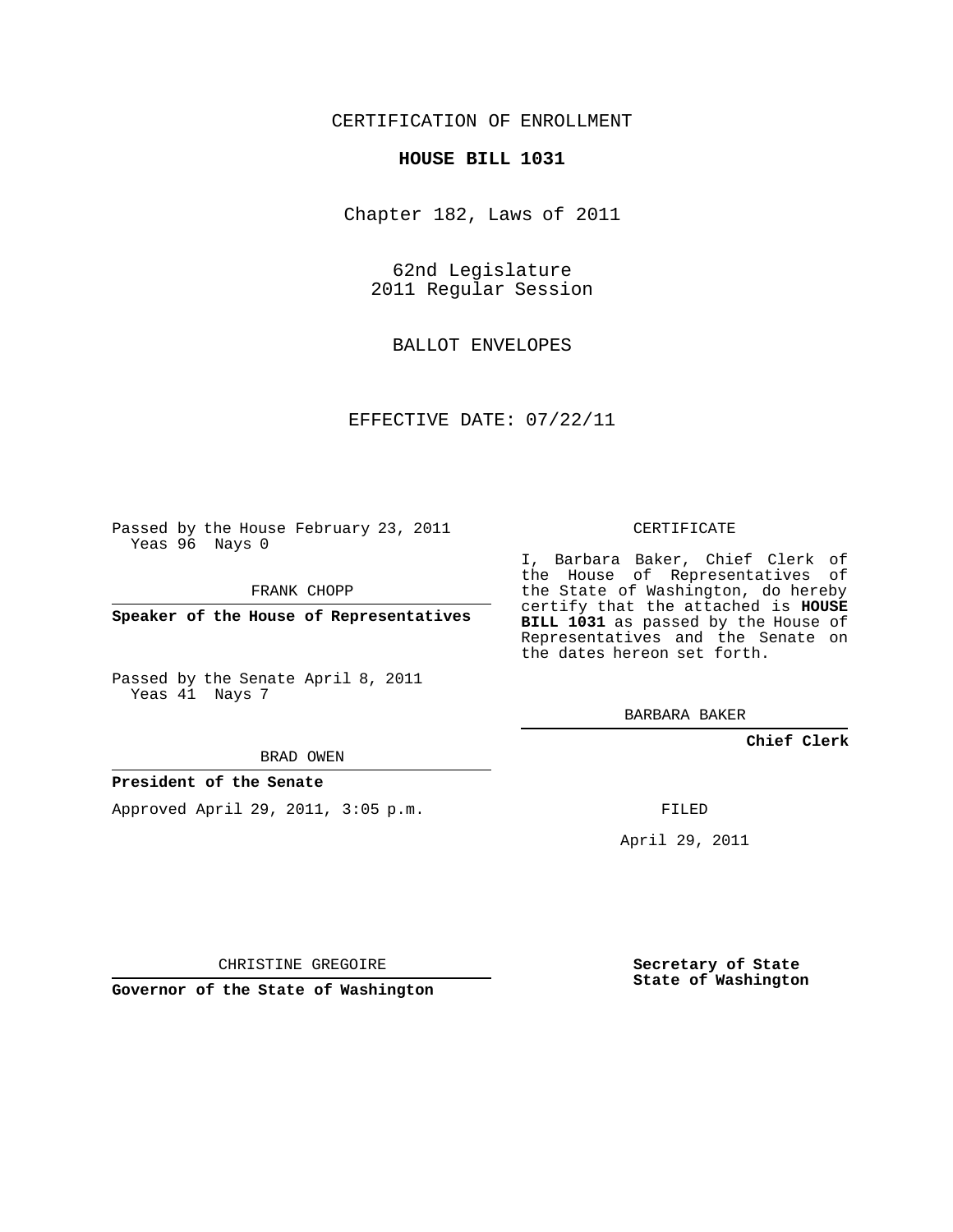CERTIFICATION OF ENROLLMENT

**HOUSE BILL 1031**

Chapter 182, Laws of 2011

62nd Legislature
2011 Regular Session

BALLOT ENVELOPES

EFFECTIVE DATE: 07/22/11

Passed by the House February 23, 2011
Yeas 96 Nays 0

FRANK CHOPP

**Speaker of the House of Representatives**

Passed by the Senate April 8, 2011
Yeas 41 Nays 7

BRAD OWEN

**President of the Senate**

Approved April 29, 2011, 3:05 p.m.

CHRISTINE GREGOIRE

**Governor of the State of Washington**

CERTIFICATE

I, Barbara Baker, Chief Clerk of the House of Representatives of the State of Washington, do hereby certify that the attached is **HOUSE BILL 1031** as passed by the House of Representatives and the Senate on the dates hereon set forth.

BARBARA BAKER

**Chief Clerk**

FILED

April 29, 2011

**Secretary of State**
**State of Washington**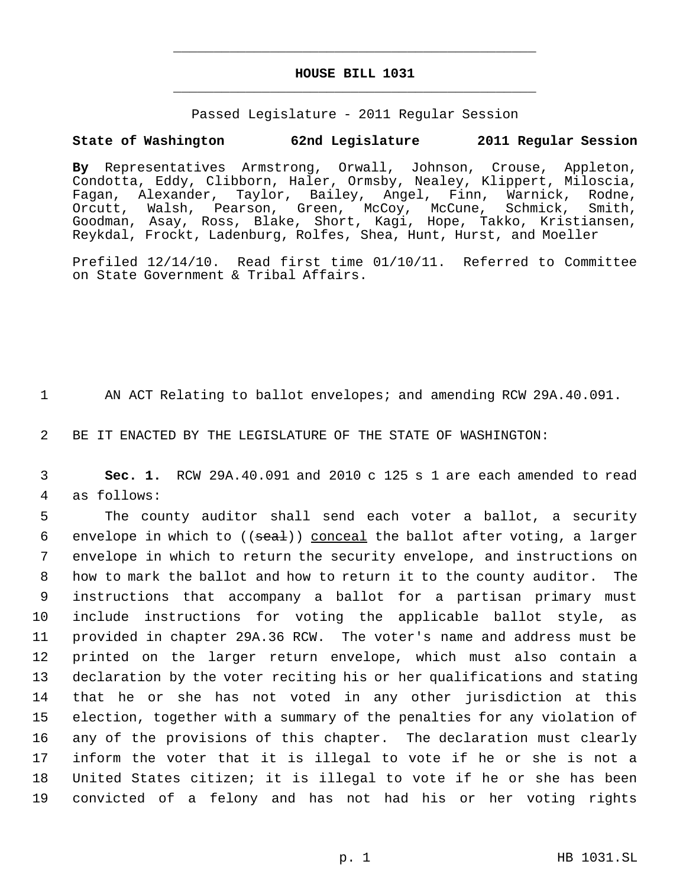# HOUSE BILL 1031

Passed Legislature - 2011 Regular Session

**State of Washington 62nd Legislature 2011 Regular Session**

**By** Representatives Armstrong, Orwall, Johnson, Crouse, Appleton, Condotta, Eddy, Clibborn, Haler, Ormsby, Nealey, Klippert, Miloscia, Fagan, Alexander, Taylor, Bailey, Angel, Finn, Warnick, Rodne, Orcutt, Walsh, Pearson, Green, McCoy, McCune, Schmick, Smith, Goodman, Asay, Ross, Blake, Short, Kagi, Hope, Takko, Kristiansen, Reykdal, Frockt, Ladenburg, Rolfes, Shea, Hunt, Hurst, and Moeller

Prefiled 12/14/10. Read first time 01/10/11. Referred to Committee on State Government & Tribal Affairs.

1 AN ACT Relating to ballot envelopes; and amending RCW 29A.40.091.

2 BE IT ENACTED BY THE LEGISLATURE OF THE STATE OF WASHINGTON:

3 **Sec. 1.** RCW 29A.40.091 and 2010 c 125 s 1 are each amended to read
4 as follows:

5 The county auditor shall send each voter a ballot, a security
6 envelope in which to ((~~seal~~)) conceal the ballot after voting, a larger
7 envelope in which to return the security envelope, and instructions on
8 how to mark the ballot and how to return it to the county auditor. The
9 instructions that accompany a ballot for a partisan primary must
10 include instructions for voting the applicable ballot style, as
11 provided in chapter 29A.36 RCW. The voter's name and address must be
12 printed on the larger return envelope, which must also contain a
13 declaration by the voter reciting his or her qualifications and stating
14 that he or she has not voted in any other jurisdiction at this
15 election, together with a summary of the penalties for any violation of
16 any of the provisions of this chapter. The declaration must clearly
17 inform the voter that it is illegal to vote if he or she is not a
18 United States citizen; it is illegal to vote if he or she has been
19 convicted of a felony and has not had his or her voting rights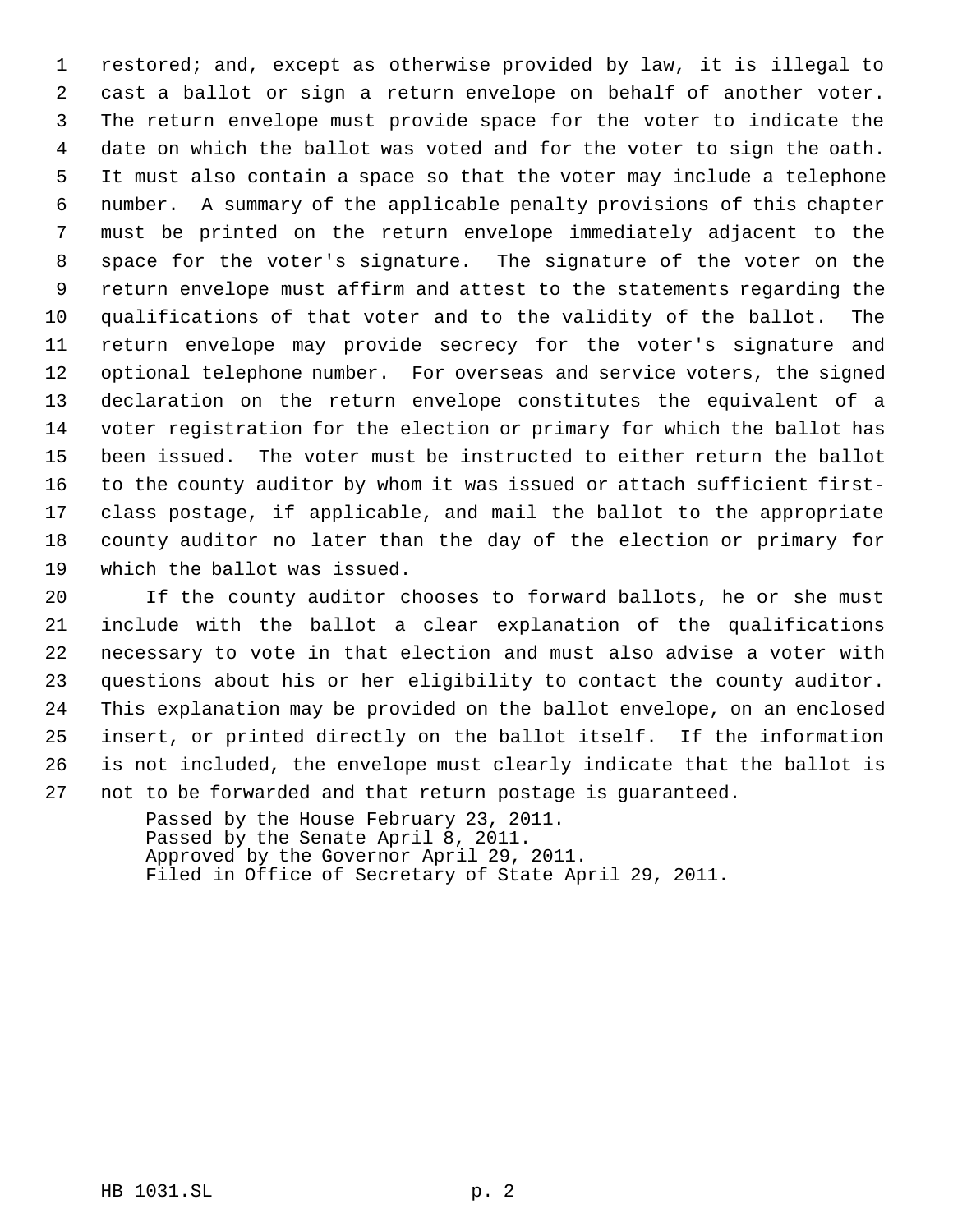restored; and, except as otherwise provided by law, it is illegal to cast a ballot or sign a return envelope on behalf of another voter. The return envelope must provide space for the voter to indicate the date on which the ballot was voted and for the voter to sign the oath. It must also contain a space so that the voter may include a telephone number. A summary of the applicable penalty provisions of this chapter must be printed on the return envelope immediately adjacent to the space for the voter's signature. The signature of the voter on the return envelope must affirm and attest to the statements regarding the qualifications of that voter and to the validity of the ballot. The return envelope may provide secrecy for the voter's signature and optional telephone number. For overseas and service voters, the signed declaration on the return envelope constitutes the equivalent of a voter registration for the election or primary for which the ballot has been issued. The voter must be instructed to either return the ballot to the county auditor by whom it was issued or attach sufficient first-class postage, if applicable, and mail the ballot to the appropriate county auditor no later than the day of the election or primary for which the ballot was issued.

If the county auditor chooses to forward ballots, he or she must include with the ballot a clear explanation of the qualifications necessary to vote in that election and must also advise a voter with questions about his or her eligibility to contact the county auditor. This explanation may be provided on the ballot envelope, on an enclosed insert, or printed directly on the ballot itself. If the information is not included, the envelope must clearly indicate that the ballot is not to be forwarded and that return postage is guaranteed.

Passed by the House February 23, 2011.
Passed by the Senate April 8, 2011.
Approved by the Governor April 29, 2011.
Filed in Office of Secretary of State April 29, 2011.